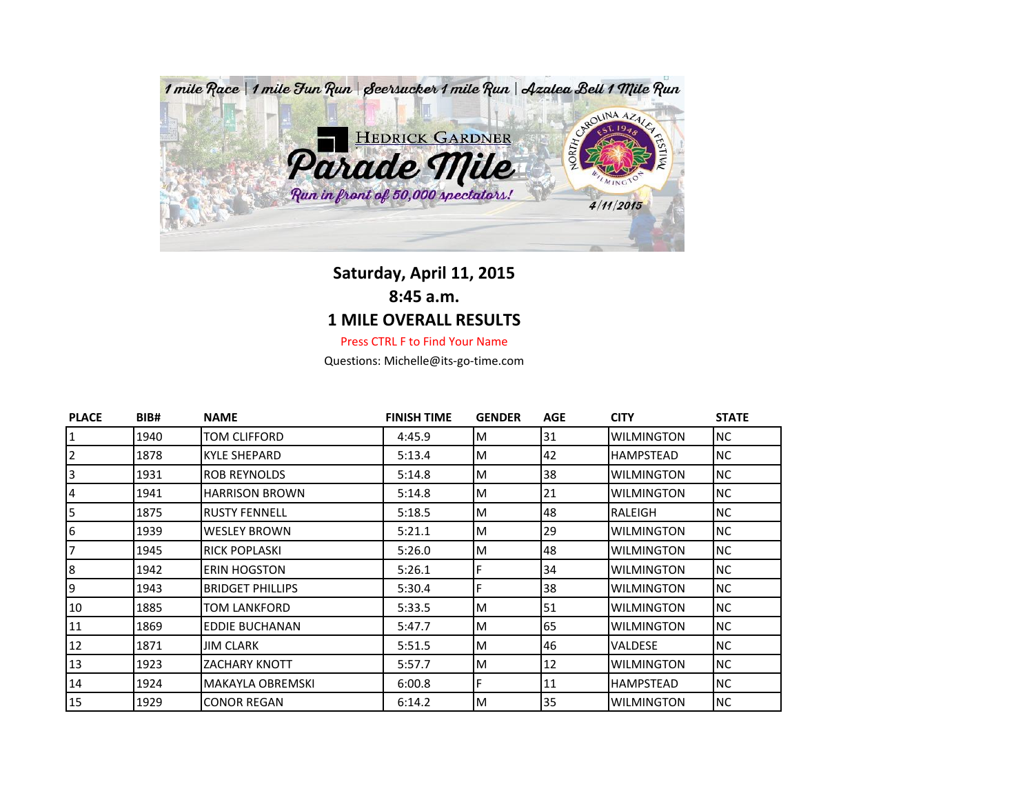1 mile Race | 1 mile Fun Run | Seersucker 1 mile Run | Azalea Bell 1 Mile Run

Hedrick Gardner

# Parade Mile

Run in front of 50,000 spectators!

North Carolina Azalea Festival Est. 1948 Wilmington

4/11/2015

## Saturday, April 11, 2015

## 8:45 a.m.

## 1 MILE OVERALL RESULTS

Press CTRL F to Find Your Name

Questions: Michelle@its-go-time.com

| PLACE | BIB# | NAME | FINISH TIME | GENDER | AGE | CITY | STATE |
|---|---|---|---|---|---|---|---|
| 1 | 1940 | TOM CLIFFORD | 4:45.9 | M | 31 | WILMINGTON | NC |
| 2 | 1878 | KYLE SHEPARD | 5:13.4 | M | 42 | HAMPSTEAD | NC |
| 3 | 1931 | ROB REYNOLDS | 5:14.8 | M | 38 | WILMINGTON | NC |
| 4 | 1941 | HARRISON BROWN | 5:14.8 | M | 21 | WILMINGTON | NC |
| 5 | 1875 | RUSTY FENNELL | 5:18.5 | M | 48 | RALEIGH | NC |
| 6 | 1939 | WESLEY BROWN | 5:21.1 | M | 29 | WILMINGTON | NC |
| 7 | 1945 | RICK POPLASKI | 5:26.0 | M | 48 | WILMINGTON | NC |
| 8 | 1942 | ERIN HOGSTON | 5:26.1 | F | 34 | WILMINGTON | NC |
| 9 | 1943 | BRIDGET PHILLIPS | 5:30.4 | F | 38 | WILMINGTON | NC |
| 10 | 1885 | TOM LANKFORD | 5:33.5 | M | 51 | WILMINGTON | NC |
| 11 | 1869 | EDDIE BUCHANAN | 5:47.7 | M | 65 | WILMINGTON | NC |
| 12 | 1871 | JIM CLARK | 5:51.5 | M | 46 | VALDESE | NC |
| 13 | 1923 | ZACHARY KNOTT | 5:57.7 | M | 12 | WILMINGTON | NC |
| 14 | 1924 | MAKAYLA OBREMSKI | 6:00.8 | F | 11 | HAMPSTEAD | NC |
| 15 | 1929 | CONOR REGAN | 6:14.2 | M | 35 | WILMINGTON | NC |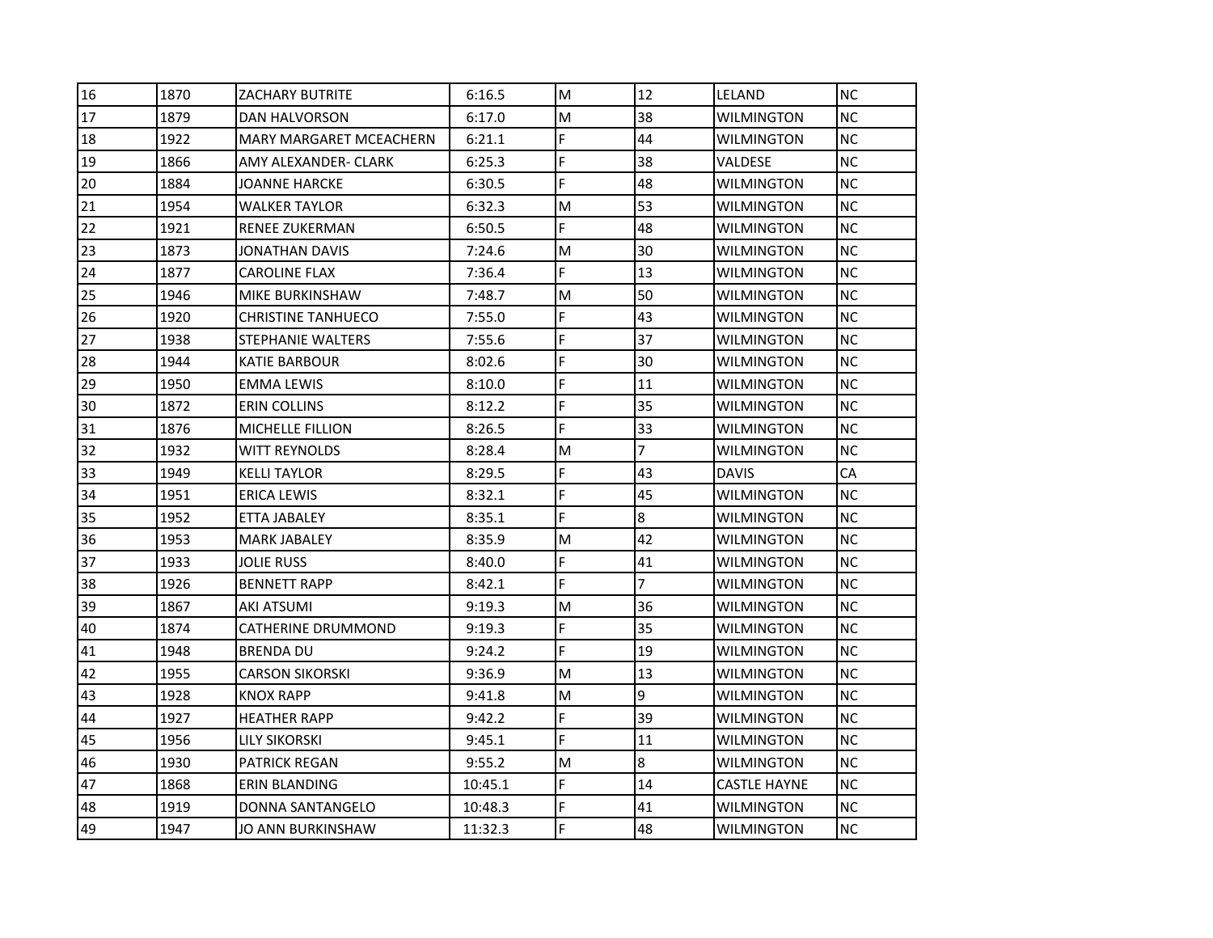| 16 | 1870 | ZACHARY BUTRITE | 6:16.5 | M | 12 | LELAND | NC |
|---|---|---|---|---|---|---|---|
| 17 | 1879 | DAN HALVORSON | 6:17.0 | M | 38 | WILMINGTON | NC |
| 18 | 1922 | MARY MARGARET MCEACHERN | 6:21.1 | F | 44 | WILMINGTON | NC |
| 19 | 1866 | AMY ALEXANDER- CLARK | 6:25.3 | F | 38 | VALDESE | NC |
| 20 | 1884 | JOANNE HARCKE | 6:30.5 | F | 48 | WILMINGTON | NC |
| 21 | 1954 | WALKER TAYLOR | 6:32.3 | M | 53 | WILMINGTON | NC |
| 22 | 1921 | RENEE ZUKERMAN | 6:50.5 | F | 48 | WILMINGTON | NC |
| 23 | 1873 | JONATHAN DAVIS | 7:24.6 | M | 30 | WILMINGTON | NC |
| 24 | 1877 | CAROLINE FLAX | 7:36.4 | F | 13 | WILMINGTON | NC |
| 25 | 1946 | MIKE BURKINSHAW | 7:48.7 | M | 50 | WILMINGTON | NC |
| 26 | 1920 | CHRISTINE TANHUECO | 7:55.0 | F | 43 | WILMINGTON | NC |
| 27 | 1938 | STEPHANIE WALTERS | 7:55.6 | F | 37 | WILMINGTON | NC |
| 28 | 1944 | KATIE BARBOUR | 8:02.6 | F | 30 | WILMINGTON | NC |
| 29 | 1950 | EMMA LEWIS | 8:10.0 | F | 11 | WILMINGTON | NC |
| 30 | 1872 | ERIN COLLINS | 8:12.2 | F | 35 | WILMINGTON | NC |
| 31 | 1876 | MICHELLE FILLION | 8:26.5 | F | 33 | WILMINGTON | NC |
| 32 | 1932 | WITT REYNOLDS | 8:28.4 | M | 7 | WILMINGTON | NC |
| 33 | 1949 | KELLI TAYLOR | 8:29.5 | F | 43 | DAVIS | CA |
| 34 | 1951 | ERICA LEWIS | 8:32.1 | F | 45 | WILMINGTON | NC |
| 35 | 1952 | ETTA JABALEY | 8:35.1 | F | 8 | WILMINGTON | NC |
| 36 | 1953 | MARK JABALEY | 8:35.9 | M | 42 | WILMINGTON | NC |
| 37 | 1933 | JOLIE RUSS | 8:40.0 | F | 41 | WILMINGTON | NC |
| 38 | 1926 | BENNETT RAPP | 8:42.1 | F | 7 | WILMINGTON | NC |
| 39 | 1867 | AKI ATSUMI | 9:19.3 | M | 36 | WILMINGTON | NC |
| 40 | 1874 | CATHERINE DRUMMOND | 9:19.3 | F | 35 | WILMINGTON | NC |
| 41 | 1948 | BRENDA DU | 9:24.2 | F | 19 | WILMINGTON | NC |
| 42 | 1955 | CARSON SIKORSKI | 9:36.9 | M | 13 | WILMINGTON | NC |
| 43 | 1928 | KNOX RAPP | 9:41.8 | M | 9 | WILMINGTON | NC |
| 44 | 1927 | HEATHER RAPP | 9:42.2 | F | 39 | WILMINGTON | NC |
| 45 | 1956 | LILY SIKORSKI | 9:45.1 | F | 11 | WILMINGTON | NC |
| 46 | 1930 | PATRICK REGAN | 9:55.2 | M | 8 | WILMINGTON | NC |
| 47 | 1868 | ERIN BLANDING | 10:45.1 | F | 14 | CASTLE HAYNE | NC |
| 48 | 1919 | DONNA SANTANGELO | 10:48.3 | F | 41 | WILMINGTON | NC |
| 49 | 1947 | JO ANN BURKINSHAW | 11:32.3 | F | 48 | WILMINGTON | NC |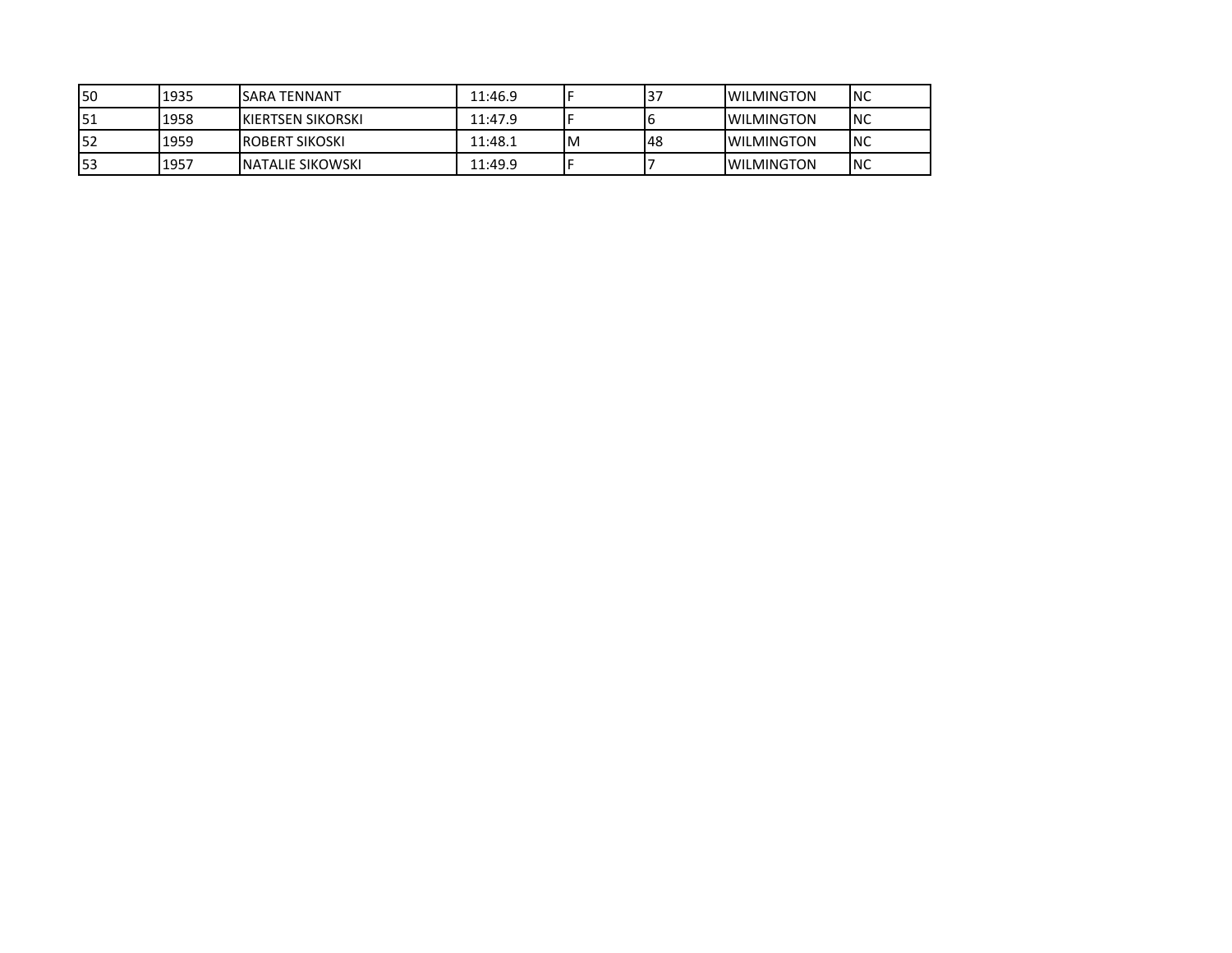| | | | | | | | |
|---|---|---|---|---|---|---|---|
| 50 | 1935 | SARA TENNANT | 11:46.9 | F | 37 | WILMINGTON | NC |
| 51 | 1958 | KIERTSEN SIKORSKI | 11:47.9 | F | 6 | WILMINGTON | NC |
| 52 | 1959 | ROBERT SIKOSKI | 11:48.1 | M | 48 | WILMINGTON | NC |
| 53 | 1957 | NATALIE SIKOWSKI | 11:49.9 | F | 7 | WILMINGTON | NC |